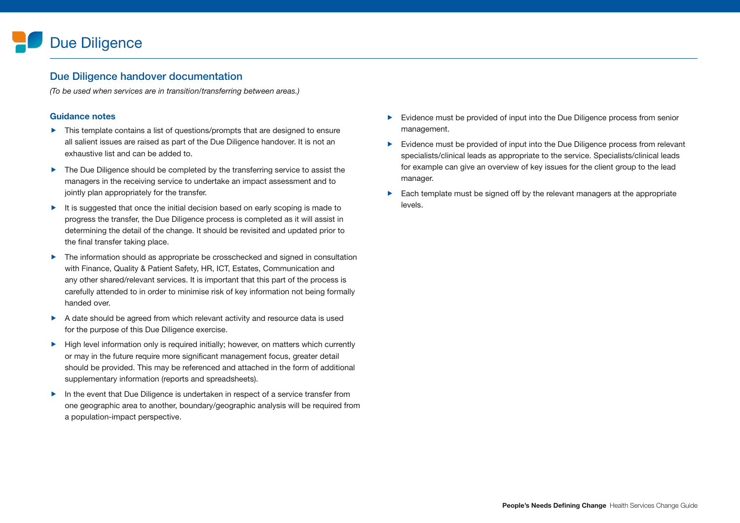# Due Diligence

## Due Diligence handover documentation

*(To be used when services are in transition/transferring between areas.)*

### Guidance notes

- This template contains a list of questions/prompts that are designed to ensure all salient issues are raised as part of the Due Diligence handover. It is not an exhaustive list and can be added to.
- The Due Diligence should be completed by the transferring service to assist the managers in the receiving service to undertake an impact assessment and to jointly plan appropriately for the transfer.
- It is suggested that once the initial decision based on early scoping is made to progress the transfer, the Due Diligence process is completed as it will assist in determining the detail of the change. It should be revisited and updated prior to the final transfer taking place.
- The information should as appropriate be crosschecked and signed in consultation with Finance, Quality & Patient Safety, HR, ICT, Estates, Communication and any other shared/relevant services. It is important that this part of the process is carefully attended to in order to minimise risk of key information not being formally handed over.
- A date should be agreed from which relevant activity and resource data is used for the purpose of this Due Diligence exercise.
- High level information only is required initially; however, on matters which currently or may in the future require more significant management focus, greater detail should be provided. This may be referenced and attached in the form of additional supplementary information (reports and spreadsheets).
- In the event that Due Diligence is undertaken in respect of a service transfer from one geographic area to another, boundary/geographic analysis will be required from a population-impact perspective.
- Evidence must be provided of input into the Due Diligence process from senior management.
- Evidence must be provided of input into the Due Diligence process from relevant specialists/clinical leads as appropriate to the service. Specialists/clinical leads for example can give an overview of key issues for the client group to the lead manager.
- Each template must be signed off by the relevant managers at the appropriate levels.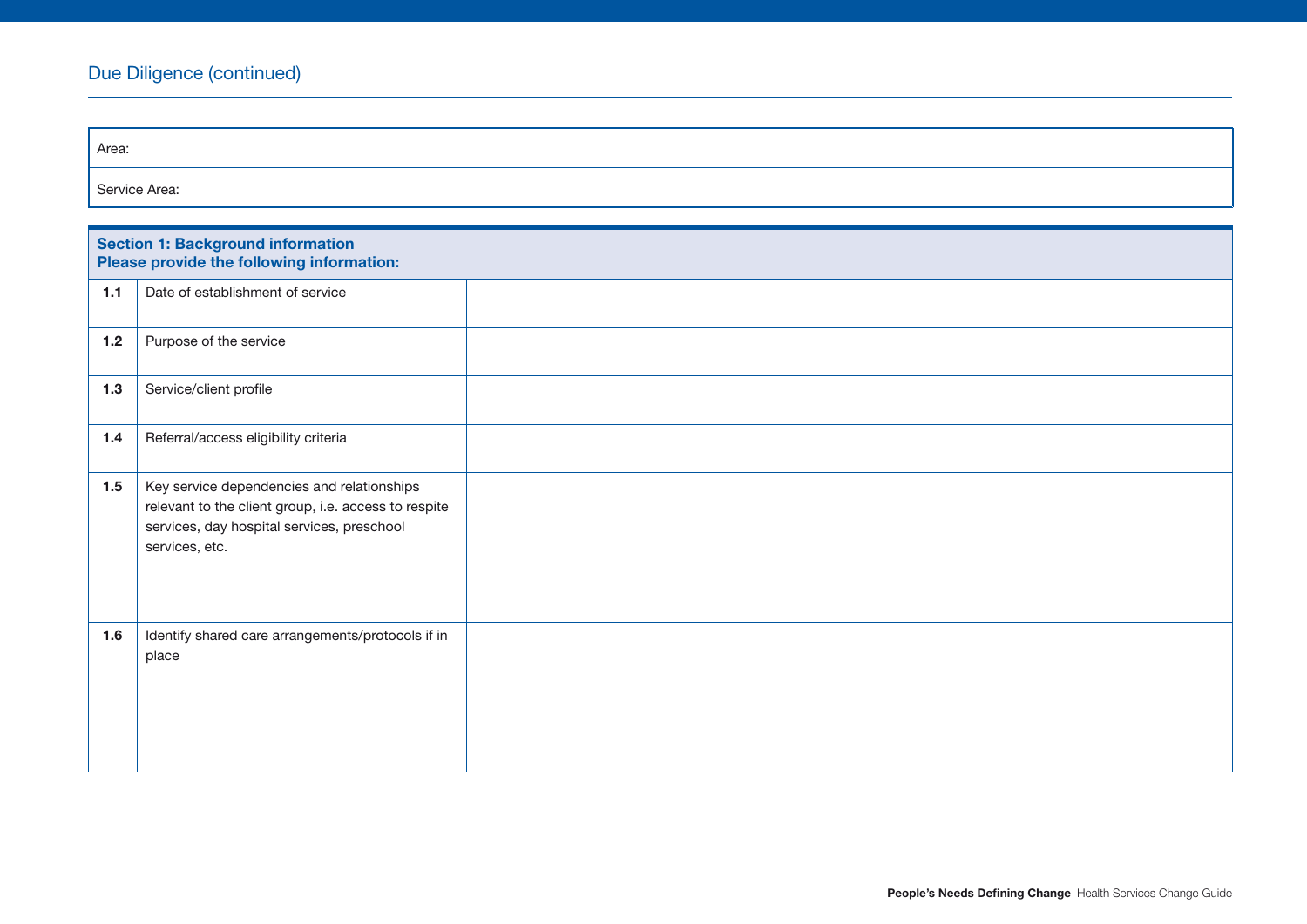## Due Diligence (continued)

| Area: |
|---|
| Service Area: |

| **Section 1: Background information**<br>**Please provide the following information:** | | |
|---|---|---|
| **1.1** | Date of establishment of service | |
| **1.2** | Purpose of the service | |
| **1.3** | Service/client profile | |
| **1.4** | Referral/access eligibility criteria | |
| **1.5** | Key service dependencies and relationships relevant to the client group, i.e. access to respite services, day hospital services, preschool services, etc. | |
| **1.6** | Identify shared care arrangements/protocols if in place | |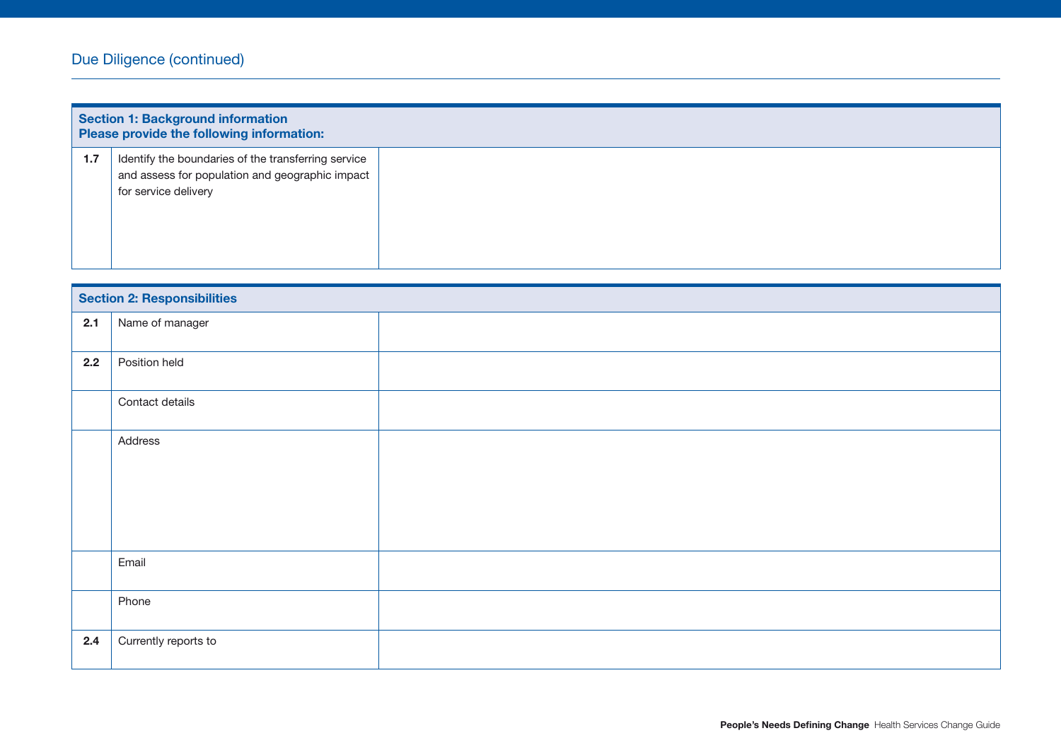## Due Diligence (continued)

| Section 1: Background information<br>Please provide the following information: | | |
|---|---|---|
| **1.7** | Identify the boundaries of the transferring service and assess for population and geographic impact for service delivery | |

| Section 2: Responsibilities | | |
|---|---|---|
| **2.1** | Name of manager | |
| **2.2** | Position held | |
| | Contact details | |
| | Address | |
| | Email | |
| | Phone | |
| **2.4** | Currently reports to | |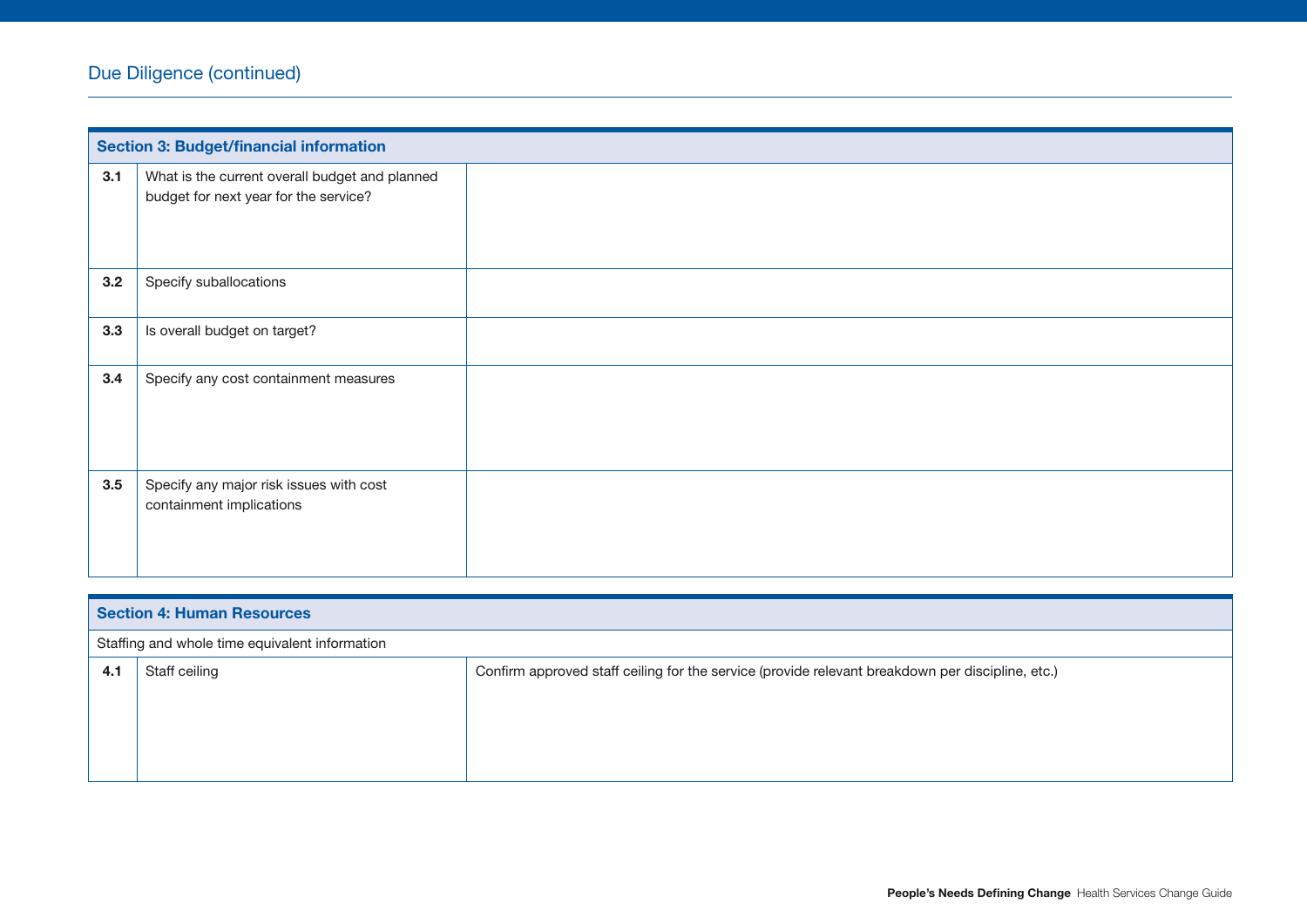## Due Diligence (continued)

| Section 3: Budget/financial information | | |
|---|---|---|
| **3.1** | What is the current overall budget and planned budget for next year for the service? | |
| **3.2** | Specify suballocations | |
| **3.3** | Is overall budget on target? | |
| **3.4** | Specify any cost containment measures | |
| **3.5** | Specify any major risk issues with cost containment implications | |

| Section 4: Human Resources | | |
|---|---|---|
| Staffing and whole time equivalent information | | |
| **4.1** | Staff ceiling | Confirm approved staff ceiling for the service (provide relevant breakdown per discipline, etc.) |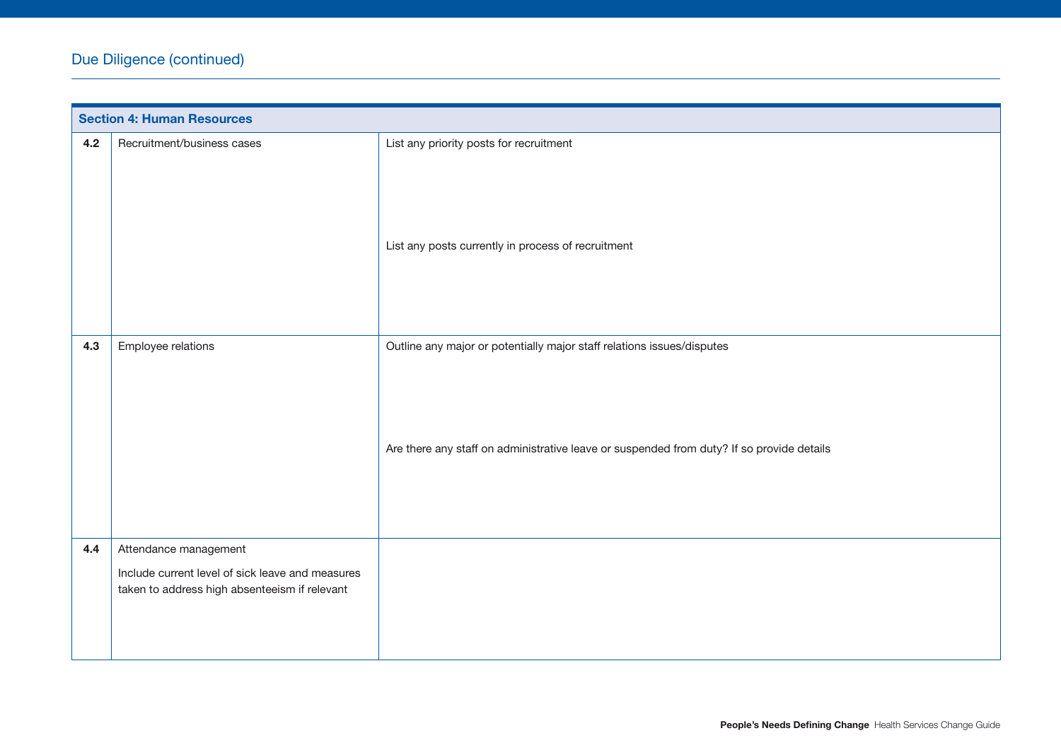## Due Diligence (continued)

| Section 4: Human Resources | | |
|---|---|---|
| **4.2** | Recruitment/business cases | List any priority posts for recruitment<br><br>List any posts currently in process of recruitment |
| **4.3** | Employee relations | Outline any major or potentially major staff relations issues/disputes<br><br>Are there any staff on administrative leave or suspended from duty? If so provide details |
| **4.4** | Attendance management<br><br>Include current level of sick leave and measures taken to address high absenteeism if relevant | |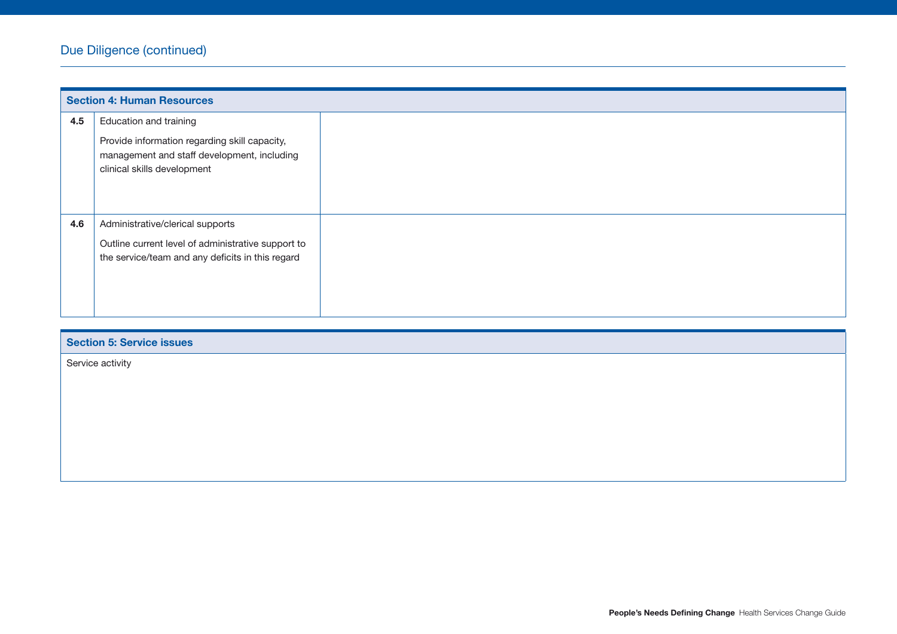## Due Diligence (continued)

| Section 4: Human Resources | | |
|---|---|---|
| **4.5** | Education and training<br><br>Provide information regarding skill capacity, management and staff development, including clinical skills development | |
| **4.6** | Administrative/clerical supports<br><br>Outline current level of administrative support to the service/team and any deficits in this regard | |

| Section 5: Service issues |
|---|
| Service activity |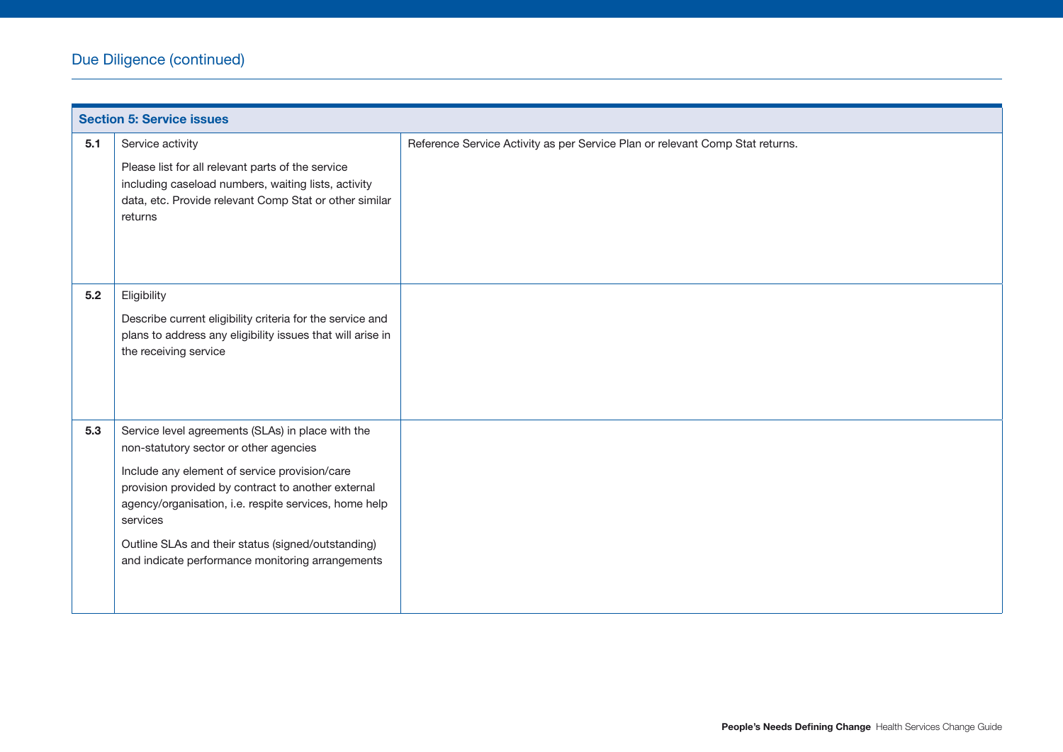## Due Diligence (continued)

| Section 5: Service issues | | |
|---|---|---|
| **5.1** | Service activity<br><br>Please list for all relevant parts of the service including caseload numbers, waiting lists, activity data, etc. Provide relevant Comp Stat or other similar returns | Reference Service Activity as per Service Plan or relevant Comp Stat returns. |
| **5.2** | Eligibility<br><br>Describe current eligibility criteria for the service and plans to address any eligibility issues that will arise in the receiving service | |
| **5.3** | Service level agreements (SLAs) in place with the non-statutory sector or other agencies<br><br>Include any element of service provision/care provision provided by contract to another external agency/organisation, i.e. respite services, home help services<br><br>Outline SLAs and their status (signed/outstanding) and indicate performance monitoring arrangements | |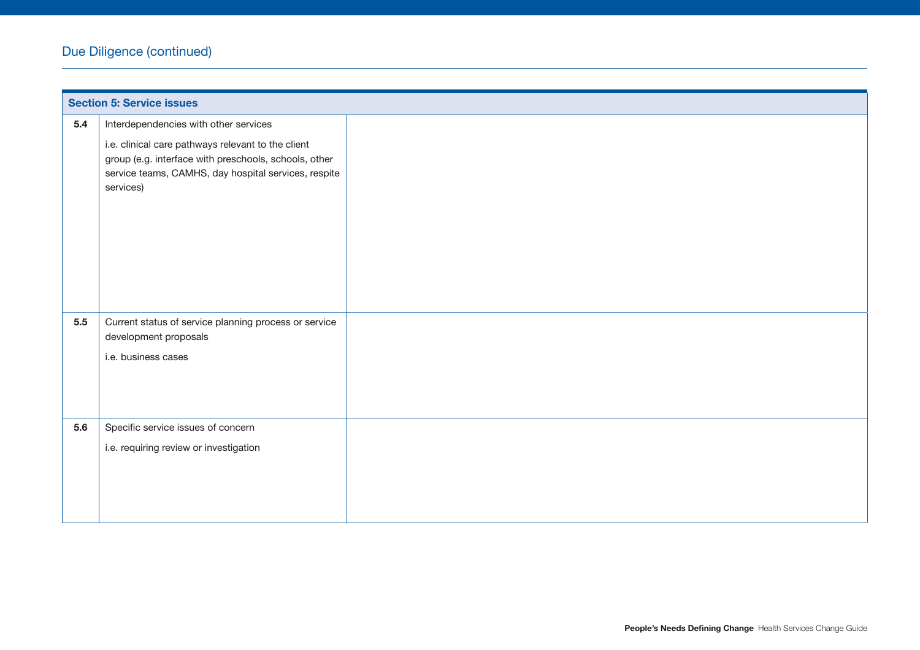## Due Diligence (continued)

| Section 5: Service issues | | |
|---|---|---|
| **5.4** | Interdependencies with other services<br><br>i.e. clinical care pathways relevant to the client group (e.g. interface with preschools, schools, other service teams, CAMHS, day hospital services, respite services) | |
| **5.5** | Current status of service planning process or service development proposals<br><br>i.e. business cases | |
| **5.6** | Specific service issues of concern<br><br>i.e. requiring review or investigation | |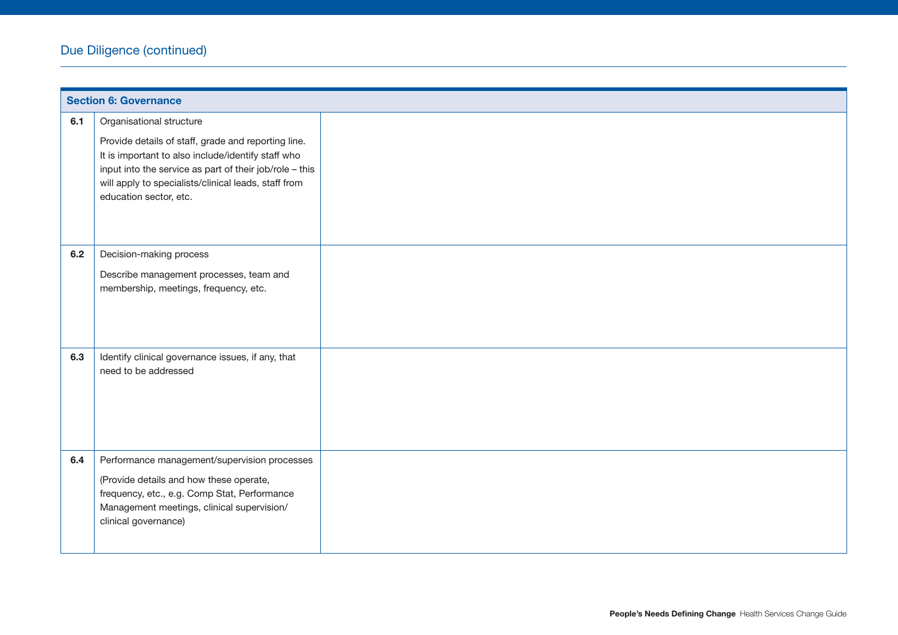## Due Diligence (continued)

| Section 6: Governance | | |
|---|---|---|
| **6.1** | Organisational structure<br><br>Provide details of staff, grade and reporting line. It is important to also include/identify staff who input into the service as part of their job/role – this will apply to specialists/clinical leads, staff from education sector, etc. | |
| **6.2** | Decision-making process<br><br>Describe management processes, team and membership, meetings, frequency, etc. | |
| **6.3** | Identify clinical governance issues, if any, that need to be addressed | |
| **6.4** | Performance management/supervision processes<br><br>(Provide details and how these operate, frequency, etc., e.g. Comp Stat, Performance Management meetings, clinical supervision/ clinical governance) | |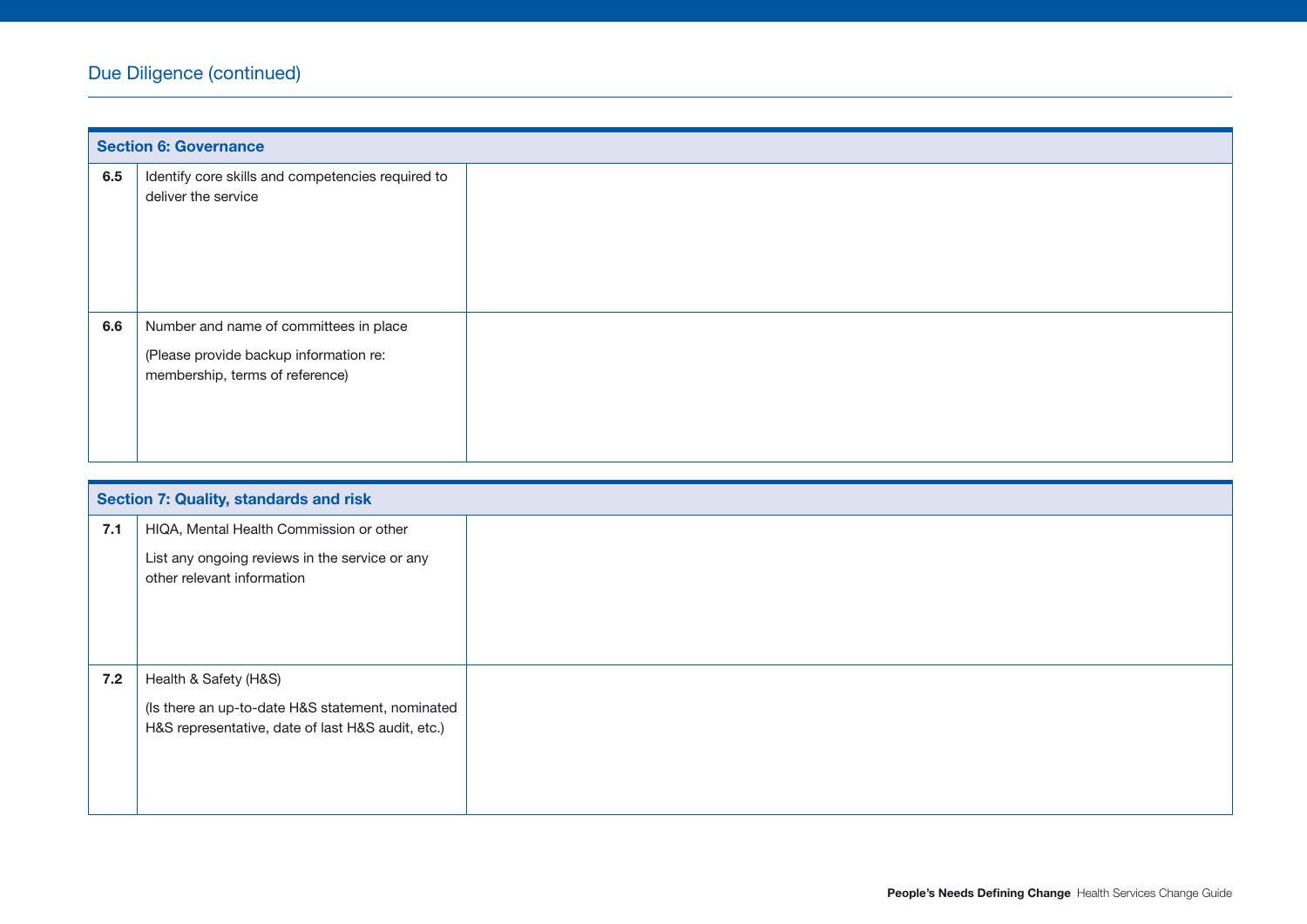## Due Diligence (continued)

| Section 6: Governance | | |
|---|---|---|
| **6.5** | Identify core skills and competencies required to deliver the service | |
| **6.6** | Number and name of committees in place<br><br>(Please provide backup information re: membership, terms of reference) | |

| Section 7: Quality, standards and risk | | |
|---|---|---|
| **7.1** | HIQA, Mental Health Commission or other<br><br>List any ongoing reviews in the service or any other relevant information | |
| **7.2** | Health & Safety (H&S)<br><br>(Is there an up-to-date H&S statement, nominated H&S representative, date of last H&S audit, etc.) | |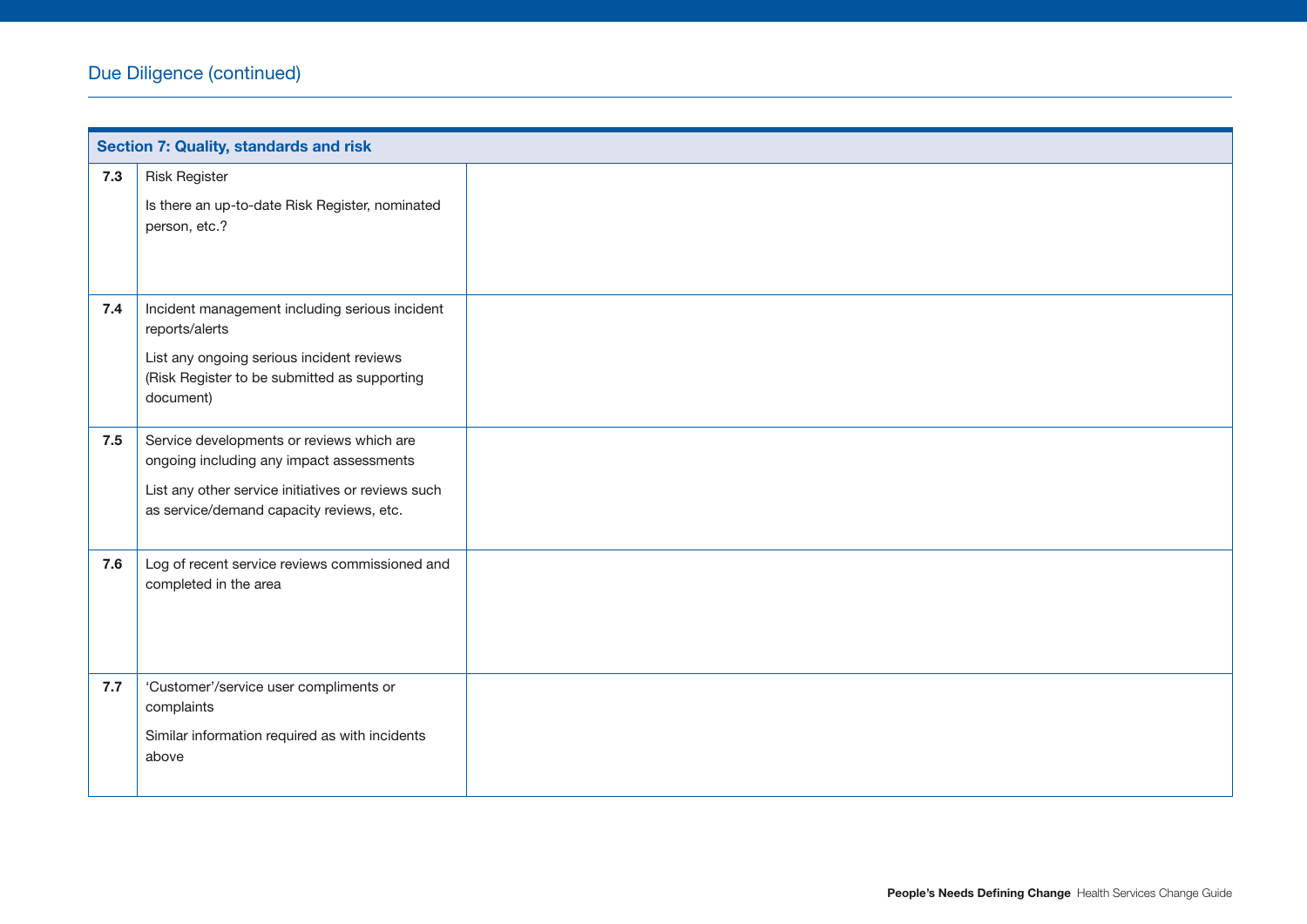## Due Diligence (continued)

| Section 7: Quality, standards and risk | | |
|---|---|---|
| **7.3** | Risk Register<br><br>Is there an up-to-date Risk Register, nominated person, etc.? | |
| **7.4** | Incident management including serious incident reports/alerts<br><br>List any ongoing serious incident reviews (Risk Register to be submitted as supporting document) | |
| **7.5** | Service developments or reviews which are ongoing including any impact assessments<br><br>List any other service initiatives or reviews such as service/demand capacity reviews, etc. | |
| **7.6** | Log of recent service reviews commissioned and completed in the area | |
| **7.7** | 'Customer'/service user compliments or complaints<br><br>Similar information required as with incidents above | |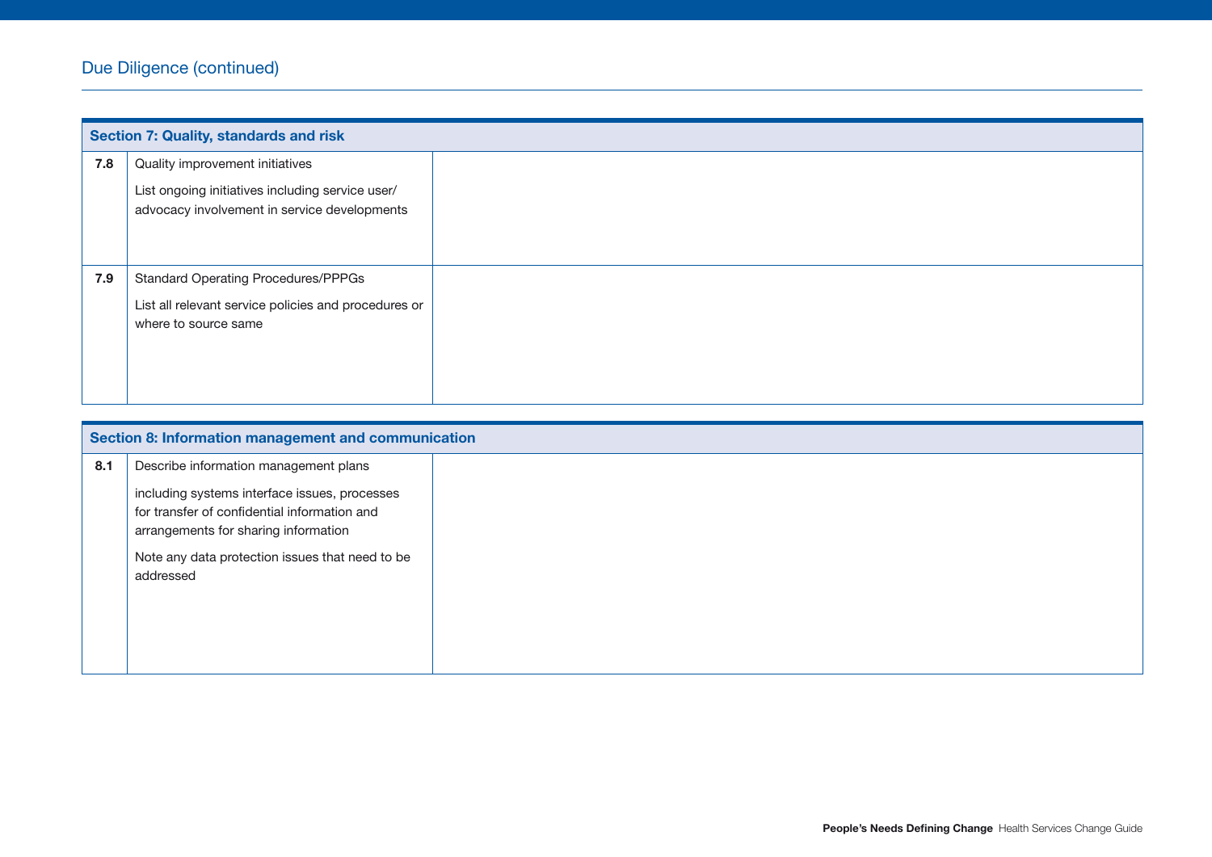## Due Diligence (continued)

| Section 7: Quality, standards and risk | | |
|---|---|---|
| **7.8** | Quality improvement initiatives<br><br>List ongoing initiatives including service user/ advocacy involvement in service developments | |
| **7.9** | Standard Operating Procedures/PPPGs<br><br>List all relevant service policies and procedures or where to source same | |

| Section 8: Information management and communication | | |
|---|---|---|
| **8.1** | Describe information management plans<br><br>including systems interface issues, processes for transfer of confidential information and arrangements for sharing information<br><br>Note any data protection issues that need to be addressed | |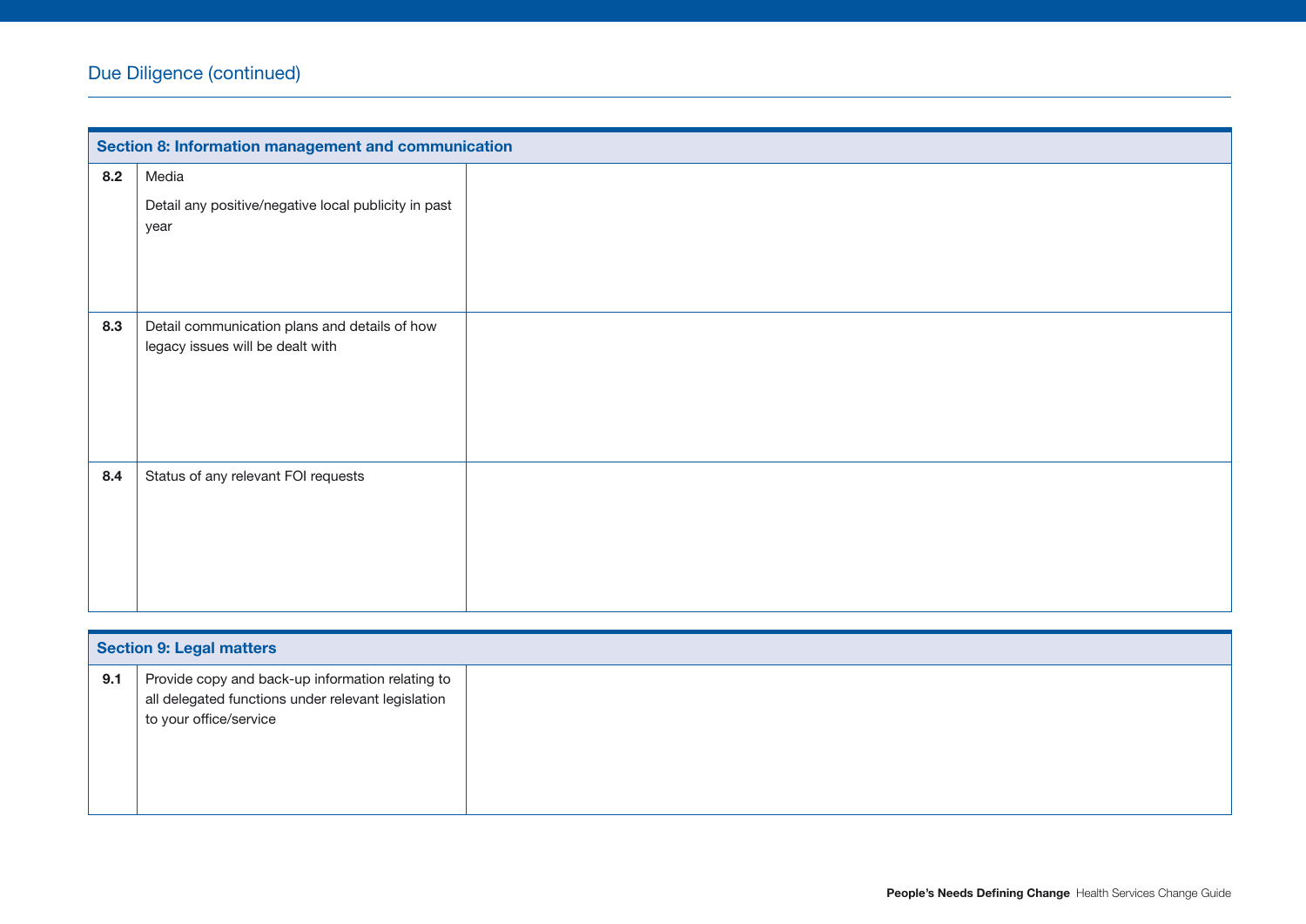## Due Diligence (continued)

| Section 8: Information management and communication | | |
|---|---|---|
| **8.2** | Media<br><br>Detail any positive/negative local publicity in past year | |
| **8.3** | Detail communication plans and details of how legacy issues will be dealt with | |
| **8.4** | Status of any relevant FOI requests | |

| Section 9: Legal matters | | |
|---|---|---|
| **9.1** | Provide copy and back-up information relating to all delegated functions under relevant legislation to your office/service | |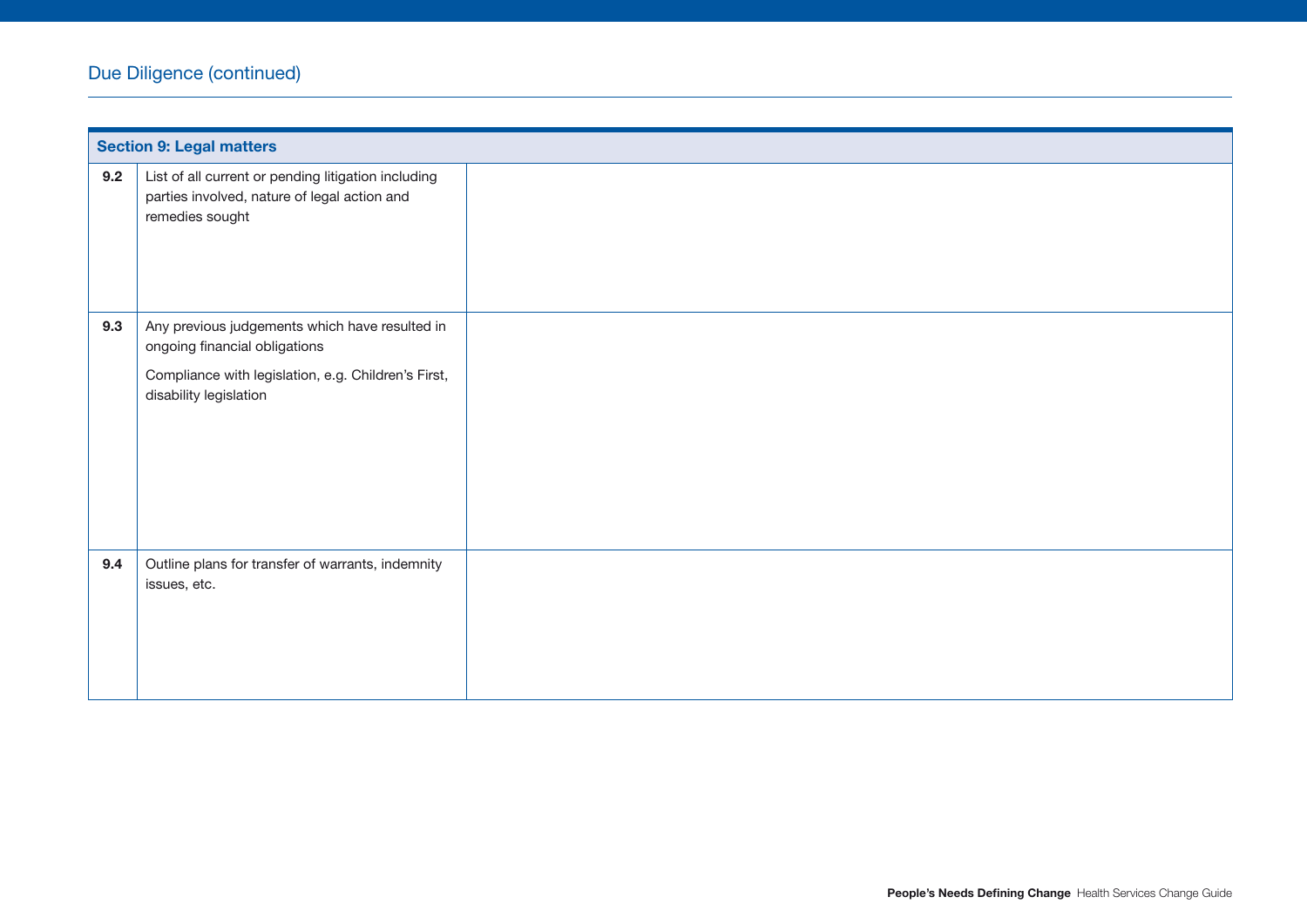## Due Diligence (continued)

| Section 9: Legal matters | | |
|---|---|---|
| **9.2** | List of all current or pending litigation including parties involved, nature of legal action and remedies sought | |
| **9.3** | Any previous judgements which have resulted in ongoing financial obligations<br><br>Compliance with legislation, e.g. Children's First, disability legislation | |
| **9.4** | Outline plans for transfer of warrants, indemnity issues, etc. | |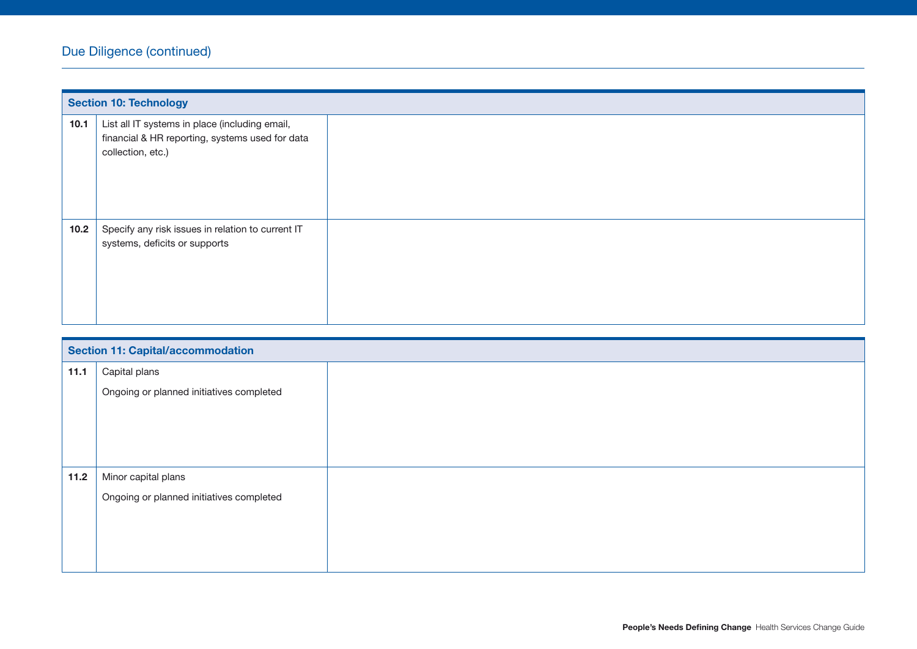## Due Diligence (continued)

| Section 10: Technology | | |
|---|---|---|
| **10.1** | List all IT systems in place (including email, financial & HR reporting, systems used for data collection, etc.) | |
| **10.2** | Specify any risk issues in relation to current IT systems, deficits or supports | |

| Section 11: Capital/accommodation | | |
|---|---|---|
| **11.1** | Capital plans<br><br>Ongoing or planned initiatives completed | |
| **11.2** | Minor capital plans<br><br>Ongoing or planned initiatives completed | |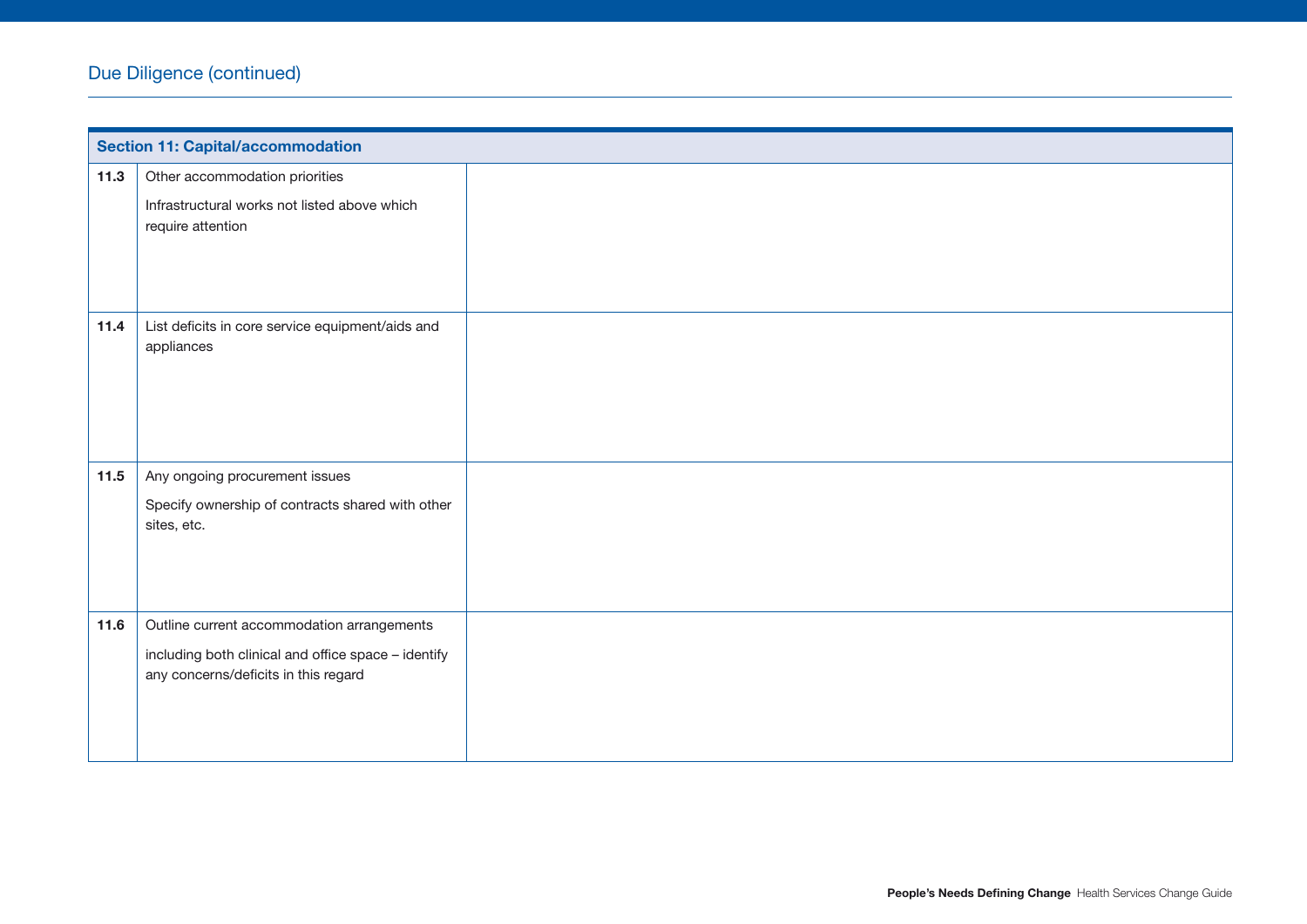## Due Diligence (continued)

| Section 11: Capital/accommodation | | |
|---|---|---|
| **11.3** | Other accommodation priorities<br><br>Infrastructural works not listed above which require attention | |
| **11.4** | List deficits in core service equipment/aids and appliances | |
| **11.5** | Any ongoing procurement issues<br><br>Specify ownership of contracts shared with other sites, etc. | |
| **11.6** | Outline current accommodation arrangements<br><br>including both clinical and office space – identify any concerns/deficits in this regard | |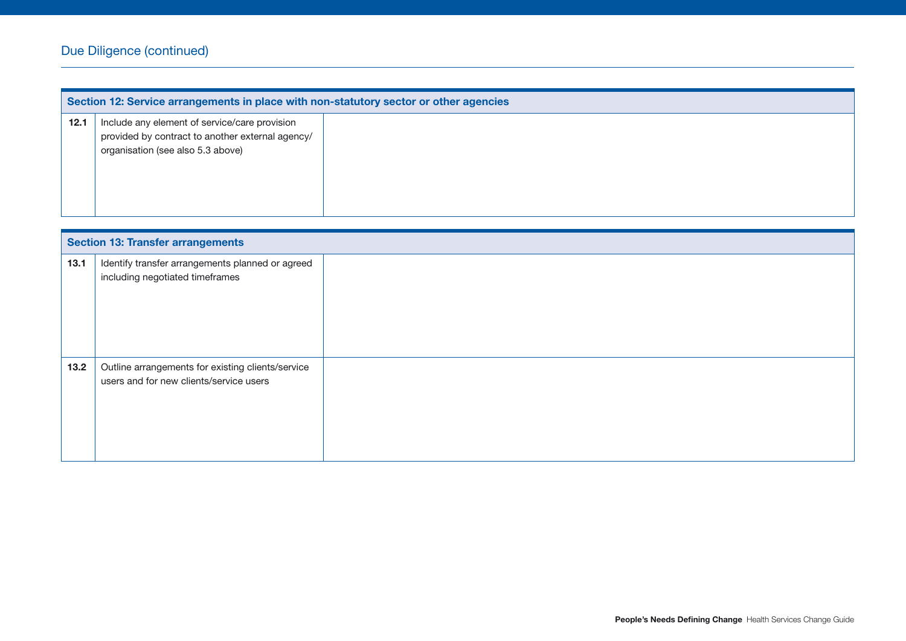## Due Diligence (continued)

| Section 12: Service arrangements in place with non-statutory sector or other agencies | | |
|---|---|---|
| **12.1** | Include any element of service/care provision provided by contract to another external agency/ organisation (see also 5.3 above) | |

| Section 13: Transfer arrangements | | |
|---|---|---|
| **13.1** | Identify transfer arrangements planned or agreed including negotiated timeframes | |
| **13.2** | Outline arrangements for existing clients/service users and for new clients/service users | |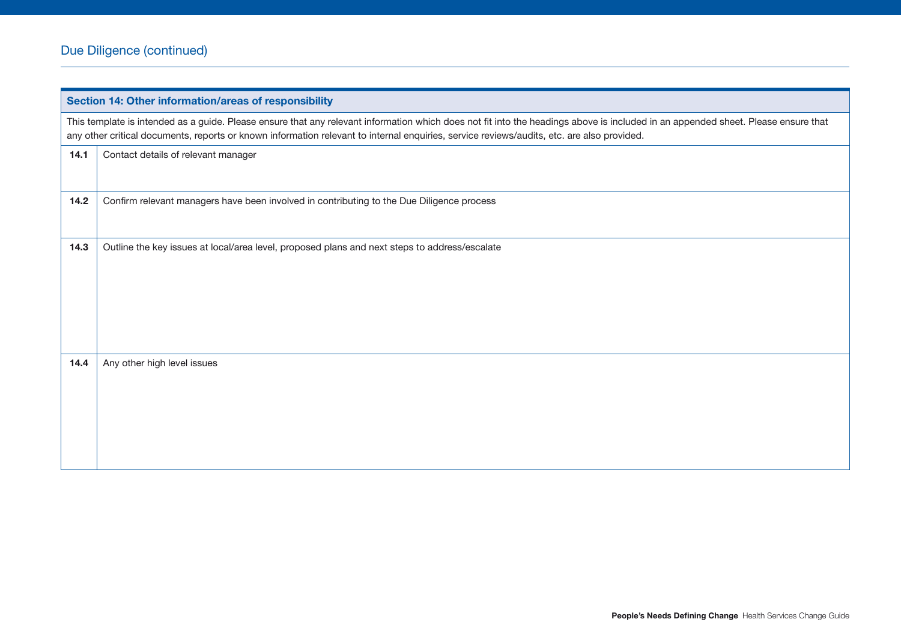## Due Diligence (continued)

| Section 14: Other information/areas of responsibility | |
|---|---|
| This template is intended as a guide. Please ensure that any relevant information which does not fit into the headings above is included in an appended sheet. Please ensure that any other critical documents, reports or known information relevant to internal enquiries, service reviews/audits, etc. are also provided. | |
| **14.1** | Contact details of relevant manager |
| **14.2** | Confirm relevant managers have been involved in contributing to the Due Diligence process |
| **14.3** | Outline the key issues at local/area level, proposed plans and next steps to address/escalate |
| **14.4** | Any other high level issues |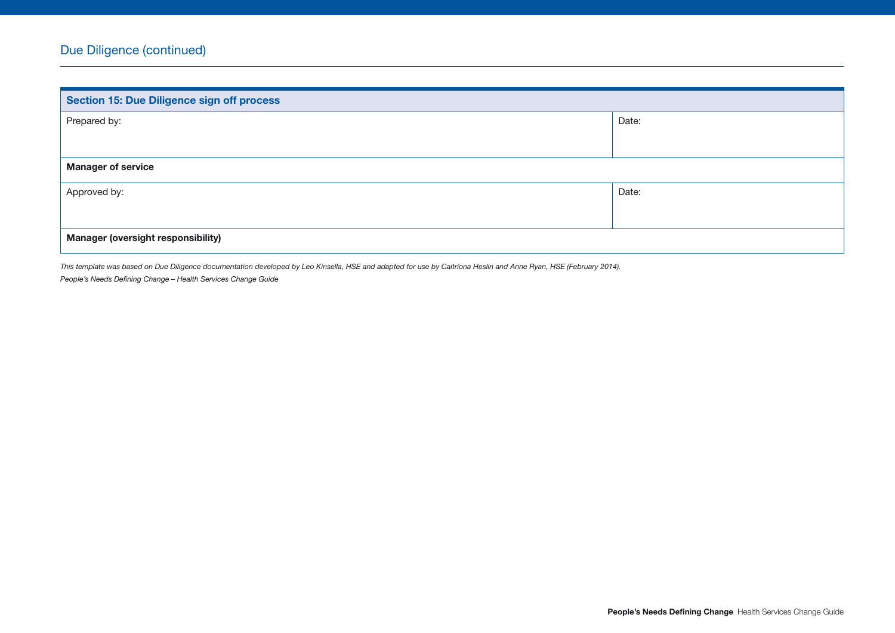## Due Diligence (continued)

| Section 15: Due Diligence sign off process | |
|---|---|
| Prepared by: | Date: |
| **Manager of service** | |
| Approved by: | Date: |
| **Manager (oversight responsibility)** | |

*This template was based on Due Diligence documentation developed by Leo Kinsella, HSE and adapted for use by Caitríona Heslin and Anne Ryan, HSE (February 2014).*

*People's Needs Defining Change – Health Services Change Guide*